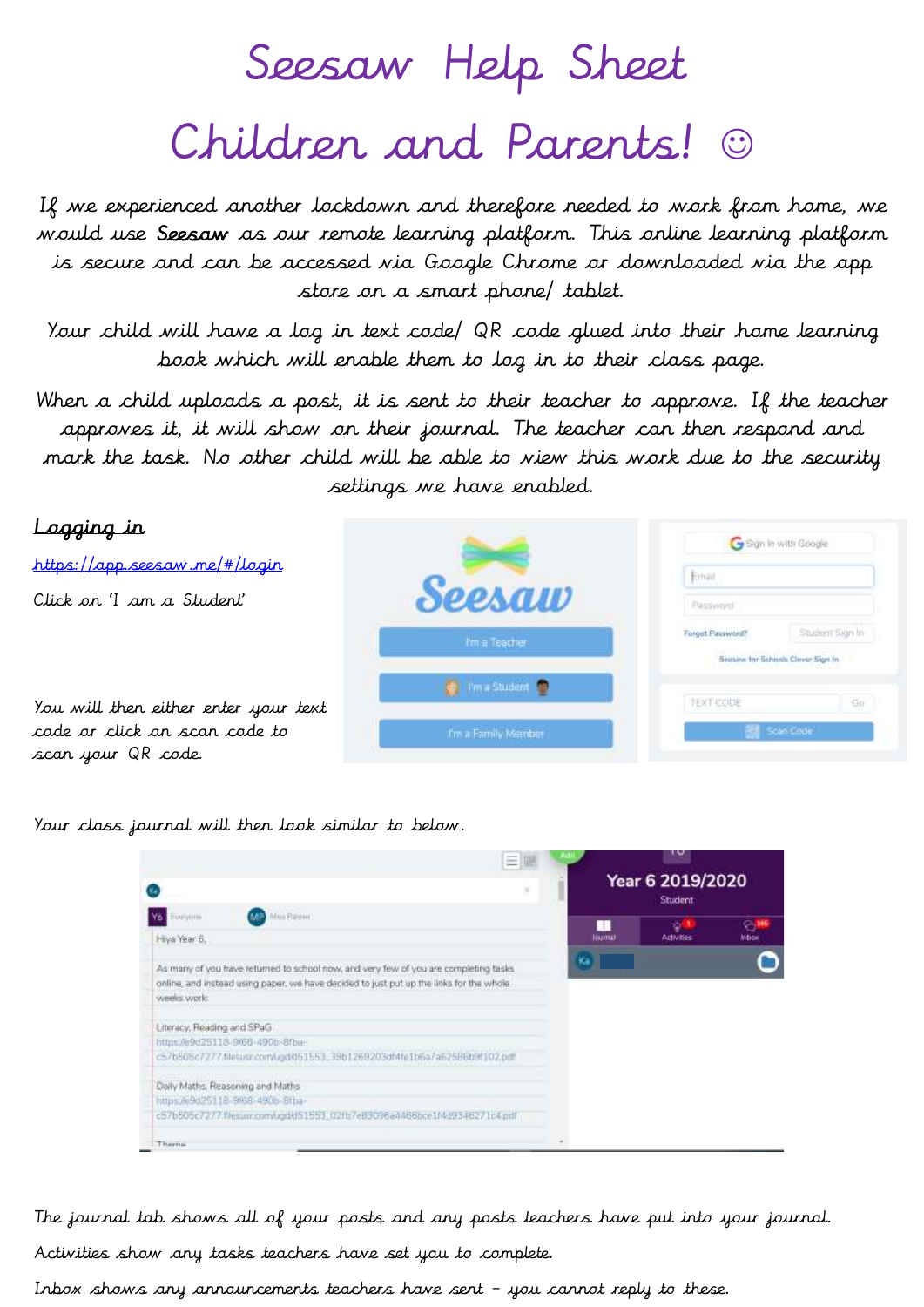# Seesaw Help Sheet

# Children and Parents! ☺

If we experienced another lockdown and therefore needed to work from home, we would use **Seesaw** as our remote learning platform. This online learning platform is secure and can be accessed via Google Chrome or downloaded via the app store on a smart phone/ tablet.

Your child will have a log in text code/ QR code glued into their home learning book which will enable them to log in to their class page.

When a child uploads a post, it is sent to their teacher to approve. If the teacher approves it, it will show on their journal. The teacher can then respond and mark the task. No other child will be able to view this work due to the security settings we have enabled.

## Logging in

https://app.seesaw.me/#/login

Click on 'I am a Student'

You will then either enter your text code or click on scan code to scan your QR code.

Your class journal will then look similar to below.

The journal tab shows all of your posts and any posts teachers have put into your journal.

Activities show any tasks teachers have set you to complete.

Inbox shows any announcements teachers have sent – you cannot reply to these.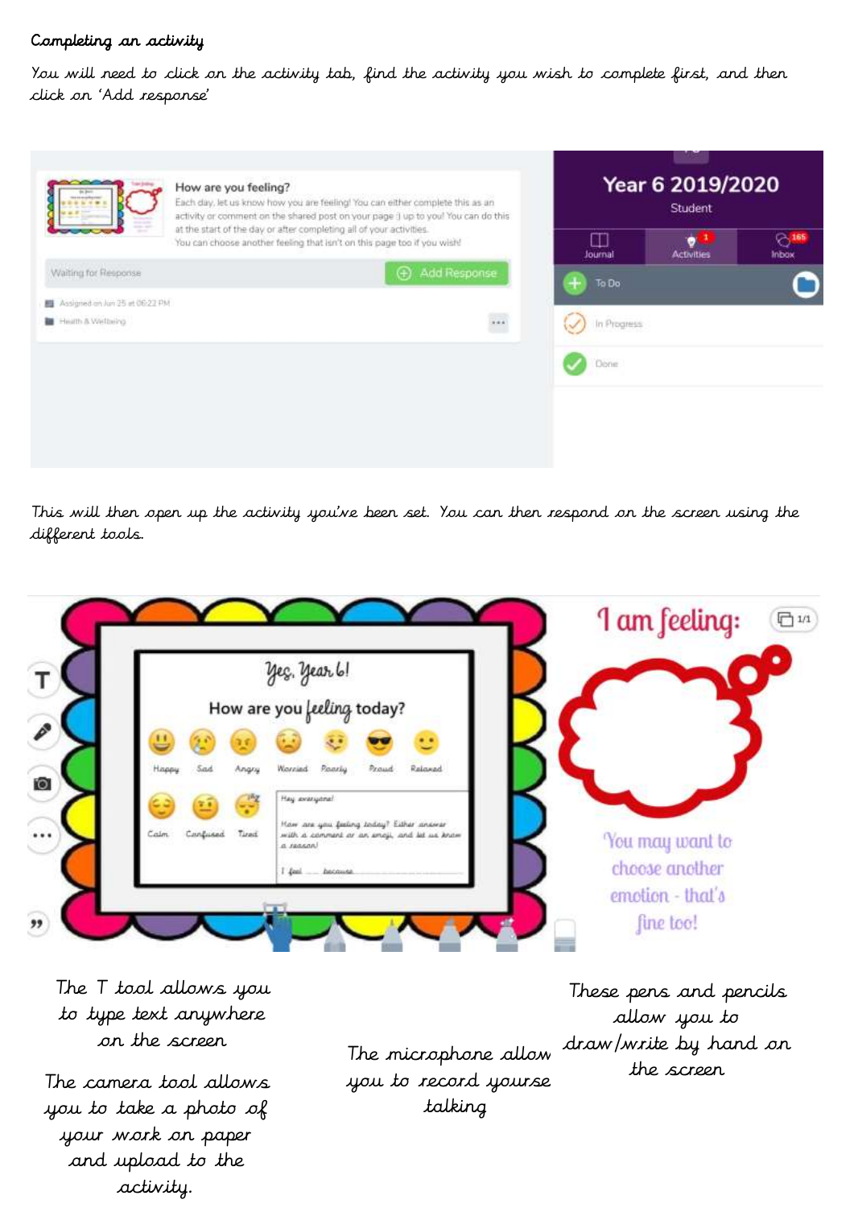## Completing an activity

You will need to click on the activity tab, find the activity you wish to complete first, and then click on 'Add response'

This will then open up the activity you've been set. You can then respond on the screen using the different tools.

The T tool allows you to type text anywhere on the screen

The camera tool allows you to take a photo of your work on paper and upload to the activity.

The microphone allow you to record yourse talking

These pens and pencils allow you to draw/write by hand on the screen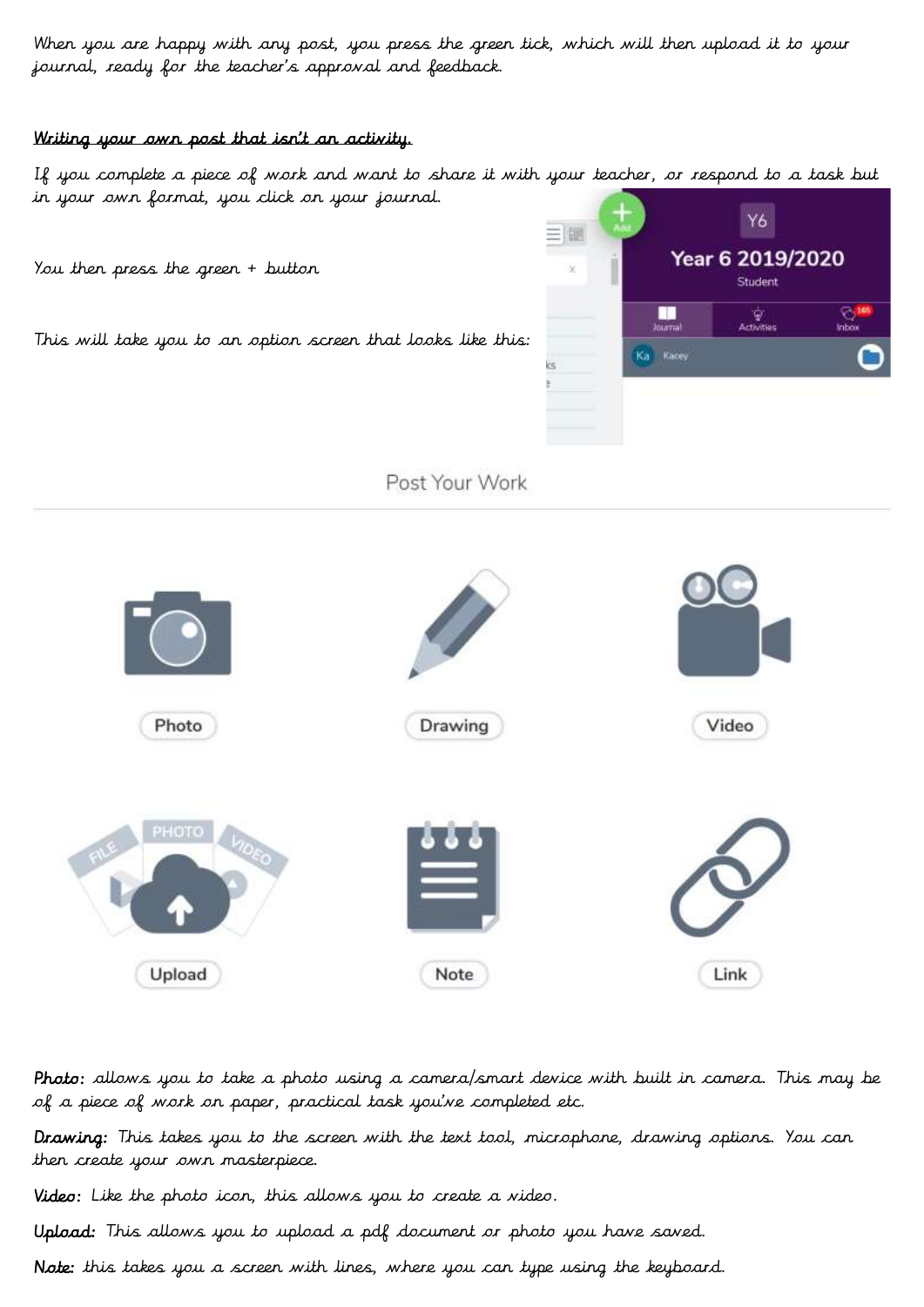When you are happy with any post, you press the green tick, which will then upload it to your journal, ready for the teacher's approval and feedback.

__Writing your own post that isn't an activity.__

If you complete a piece of work and want to share it with your teacher, or respond to a task but in your own format, you click on your journal.

You then press the green + button

This will take you to an option screen that looks like this:

**Photo:** allows you to take a photo using a camera/smart device with built in camera. This may be of a piece of work on paper, practical task you've completed etc.

**Drawing:** This takes you to the screen with the text tool, microphone, drawing options. You can then create your own masterpiece.

**Video:** Like the photo icon, this allows you to create a video.

**Upload:** This allows you to upload a pdf document or photo you have saved.

**Note:** this takes you a screen with lines, where you can type using the keyboard.